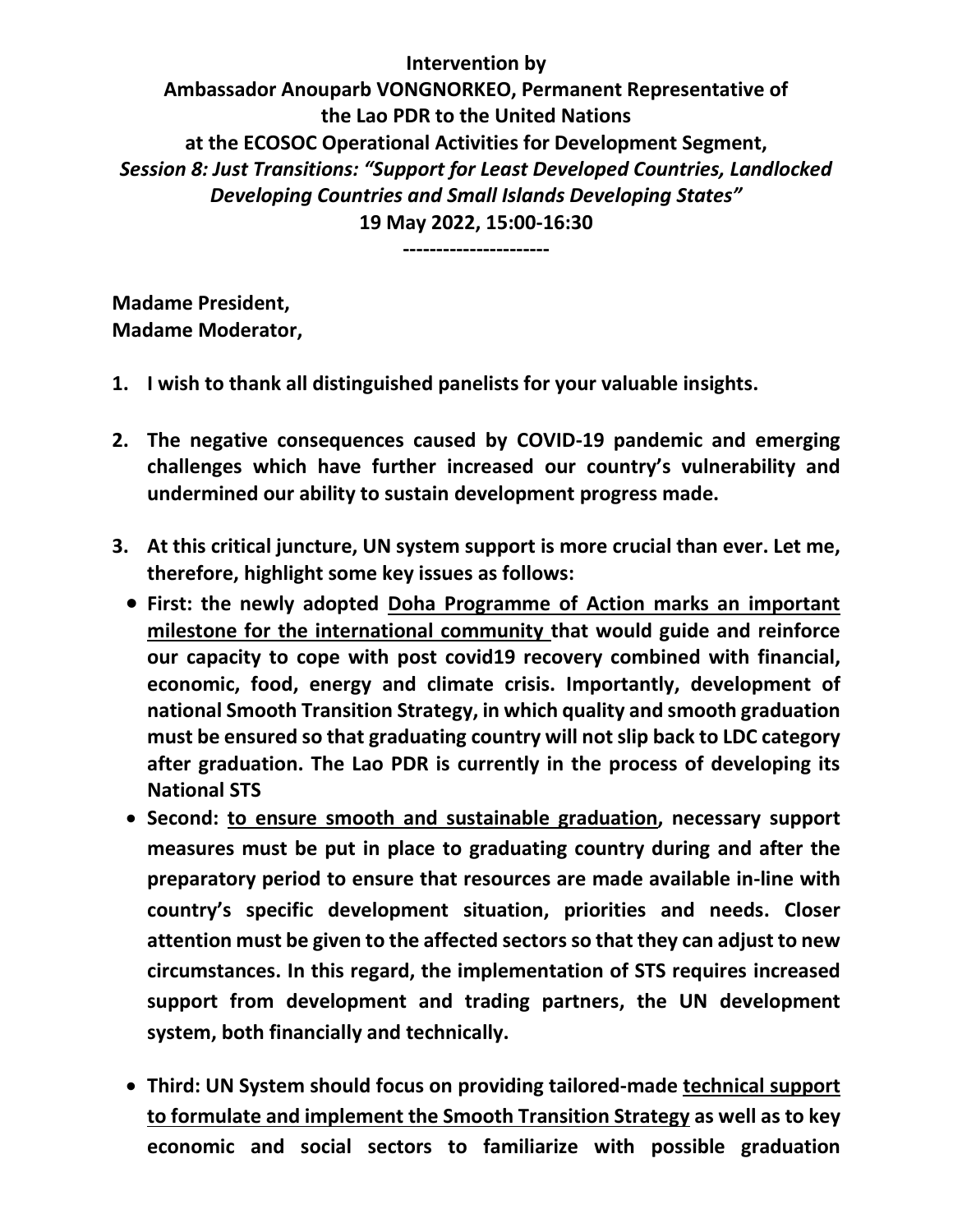**Intervention by**
**Ambassador Anouparb VONGNORKEO, Permanent Representative of the Lao PDR to the United Nations**
**at the ECOSOC Operational Activities for Development Segment,**
***Session 8: Just Transitions: "Support for Least Developed Countries, Landlocked Developing Countries and Small Islands Developing States"***
**19 May 2022, 15:00-16:30**

----------------------

**Madame President,**
**Madame Moderator,**

1. **I wish to thank all distinguished panelists for your valuable insights.**

2. **The negative consequences caused by COVID-19 pandemic and emerging challenges which have further increased our country's vulnerability and undermined our ability to sustain development progress made.**

3. **At this critical juncture, UN system support is more crucial than ever. Let me, therefore, highlight some key issues as follows:**
   - **First: the newly adopted <u>Doha Programme of Action marks an important milestone for the international community</u> that would guide and reinforce our capacity to cope with post covid19 recovery combined with financial, economic, food, energy and climate crisis. Importantly, development of national Smooth Transition Strategy, in which quality and smooth graduation must be ensured so that graduating country will not slip back to LDC category after graduation. The Lao PDR is currently in the process of developing its National STS**
   - **Second: <u>to ensure smooth and sustainable graduation</u>, necessary support measures must be put in place to graduating country during and after the preparatory period to ensure that resources are made available in-line with country's specific development situation, priorities and needs. Closer attention must be given to the affected sectors so that they can adjust to new circumstances. In this regard, the implementation of STS requires increased support from development and trading partners, the UN development system, both financially and technically.**
   - **Third: UN System should focus on providing tailored-made <u>technical support to formulate and implement the Smooth Transition Strategy</u> as well as to key economic and social sectors to familiarize with possible graduation**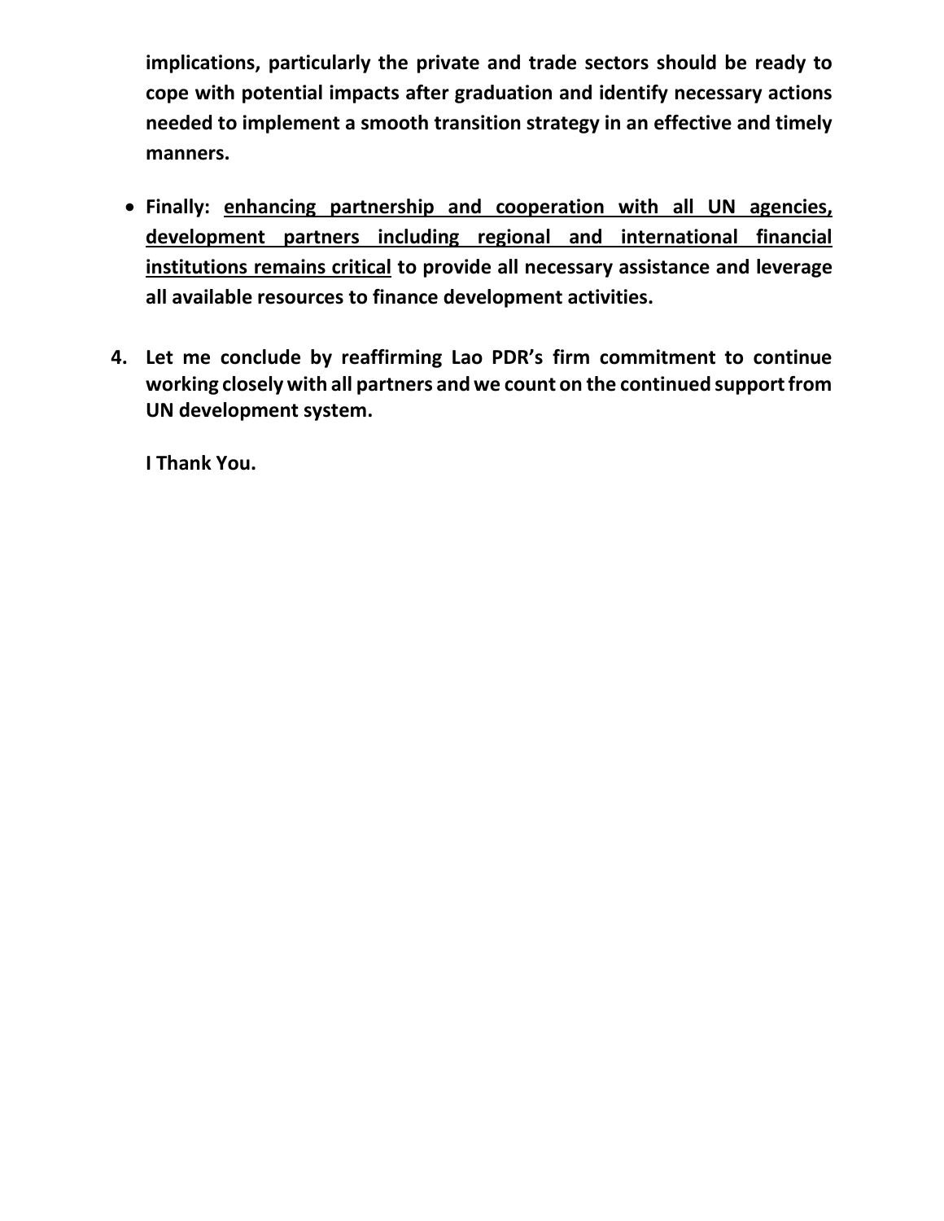**implications, particularly the private and trade sectors should be ready to cope with potential impacts after graduation and identify necessary actions needed to implement a smooth transition strategy in an effective and timely manners.**

- **Finally: <u>enhancing partnership and cooperation with all UN agencies, development partners including regional and international financial institutions remains critical</u> to provide all necessary assistance and leverage all available resources to finance development activities.**

4. **Let me conclude by reaffirming Lao PDR's firm commitment to continue working closely with all partners and we count on the continued support from UN development system.**

   **I Thank You.**